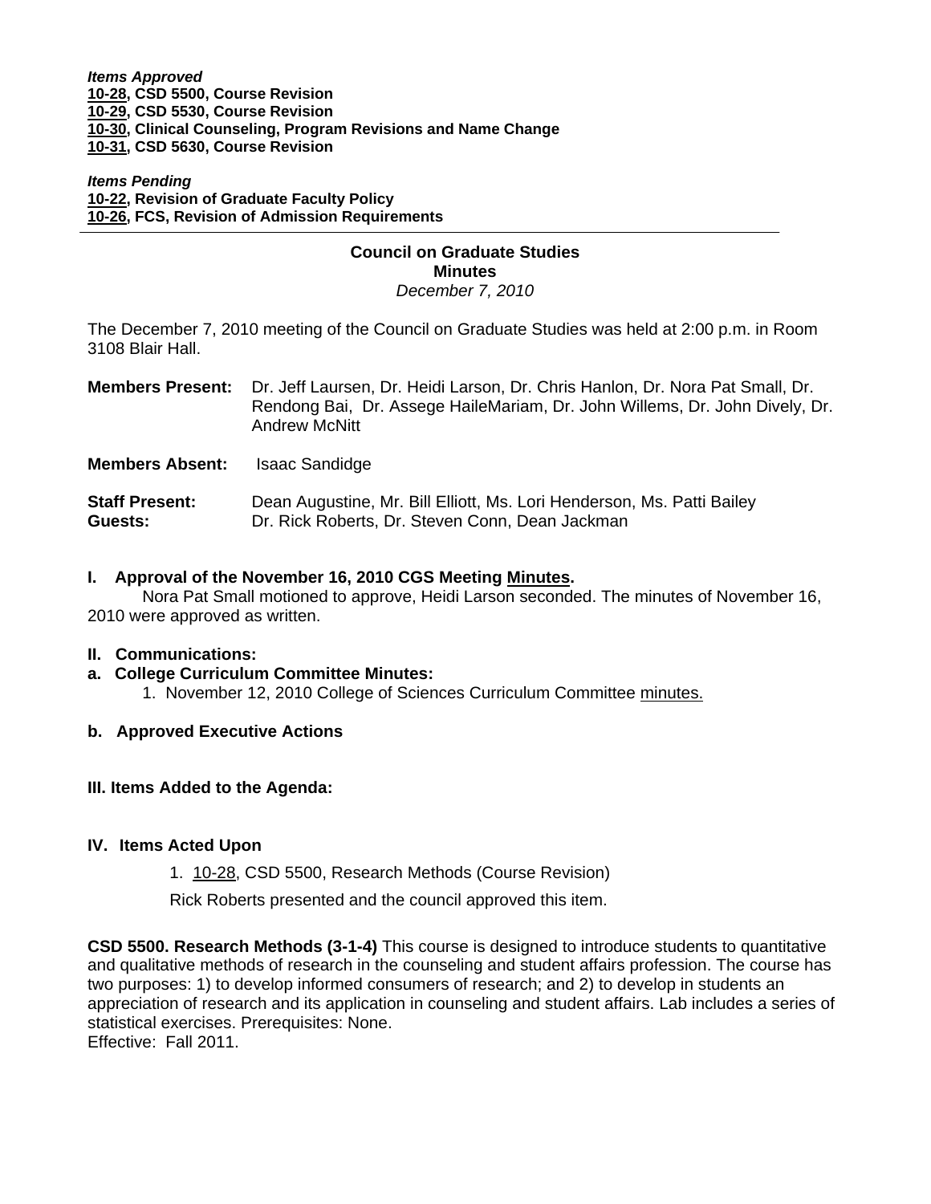***Items Approved***
**10-28, CSD 5500, Course Revision**
**10-29, CSD 5530, Course Revision**
**10-30, Clinical Counseling, Program Revisions and Name Change**
**10-31, CSD 5630, Course Revision**

***Items Pending***
**10-22, Revision of Graduate Faculty Policy**
**10-26, FCS, Revision of Admission Requirements**

---

**Council on Graduate Studies**
**Minutes**
*December 7, 2010*

The December 7, 2010 meeting of the Council on Graduate Studies was held at 2:00 p.m. in Room 3108 Blair Hall.

**Members Present:** Dr. Jeff Laursen, Dr. Heidi Larson, Dr. Chris Hanlon, Dr. Nora Pat Small, Dr. Rendong Bai, Dr. Assege HaileMariam, Dr. John Willems, Dr. John Dively, Dr. Andrew McNitt

**Members Absent:** Isaac Sandidge

**Staff Present:** Dean Augustine, Mr. Bill Elliott, Ms. Lori Henderson, Ms. Patti Bailey
**Guests:** Dr. Rick Roberts, Dr. Steven Conn, Dean Jackman

**I. Approval of the November 16, 2010 CGS Meeting Minutes.**

Nora Pat Small motioned to approve, Heidi Larson seconded. The minutes of November 16, 2010 were approved as written.

**II. Communications:**

**a. College Curriculum Committee Minutes:**

1. November 12, 2010 College of Sciences Curriculum Committee minutes.

**b. Approved Executive Actions**

**III. Items Added to the Agenda:**

**IV. Items Acted Upon**

1. 10-28, CSD 5500, Research Methods (Course Revision)

Rick Roberts presented and the council approved this item.

**CSD 5500. Research Methods (3-1-4)** This course is designed to introduce students to quantitative and qualitative methods of research in the counseling and student affairs profession. The course has two purposes: 1) to develop informed consumers of research; and 2) to develop in students an appreciation of research and its application in counseling and student affairs. Lab includes a series of statistical exercises. Prerequisites: None.
Effective: Fall 2011.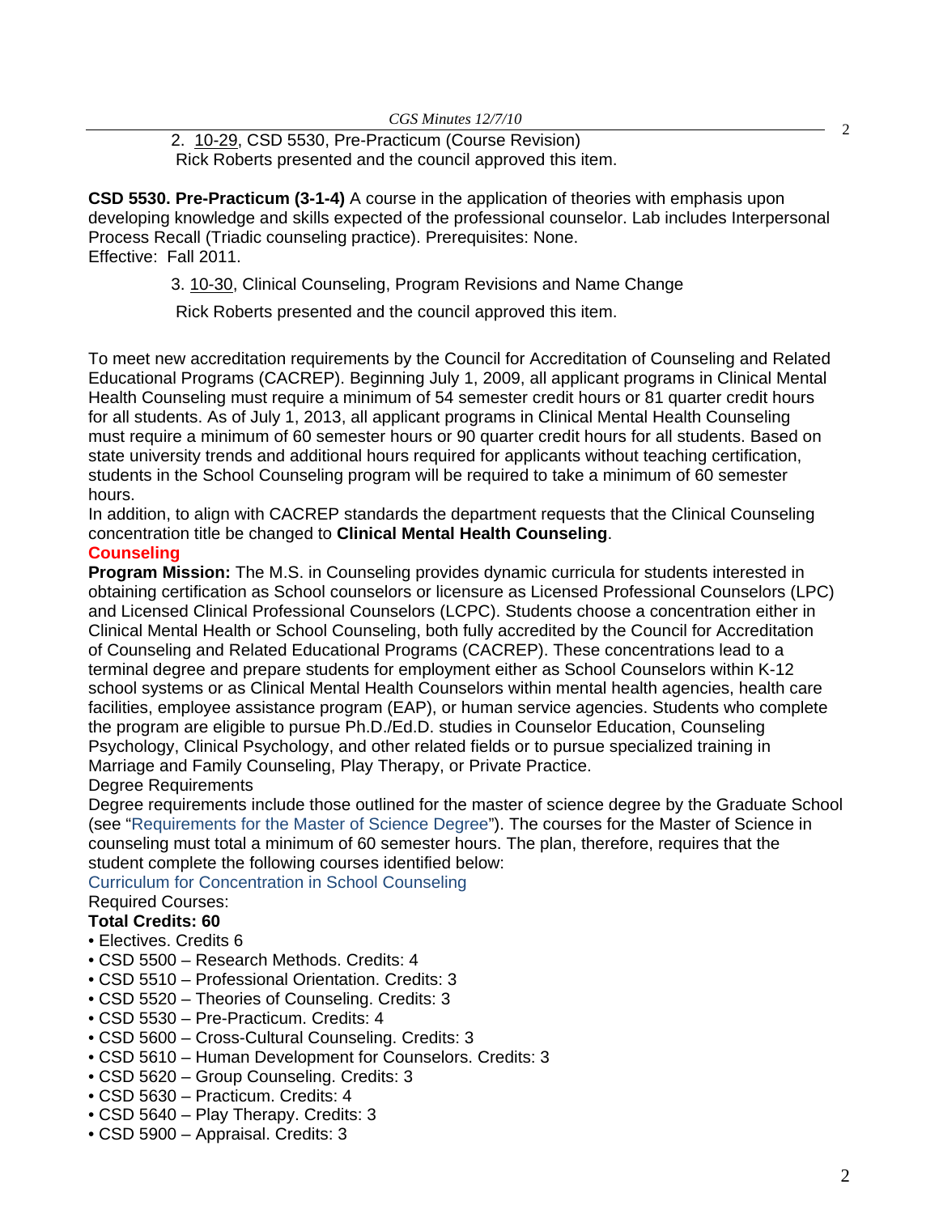2. 10-29, CSD 5530, Pre-Practicum (Course Revision)
Rick Roberts presented and the council approved this item.

**CSD 5530. Pre-Practicum (3-1-4)** A course in the application of theories with emphasis upon developing knowledge and skills expected of the professional counselor. Lab includes Interpersonal Process Recall (Triadic counseling practice). Prerequisites: None.
Effective: Fall 2011.

3. 10-30, Clinical Counseling, Program Revisions and Name Change

Rick Roberts presented and the council approved this item.

To meet new accreditation requirements by the Council for Accreditation of Counseling and Related Educational Programs (CACREP). Beginning July 1, 2009, all applicant programs in Clinical Mental Health Counseling must require a minimum of 54 semester credit hours or 81 quarter credit hours for all students. As of July 1, 2013, all applicant programs in Clinical Mental Health Counseling must require a minimum of 60 semester hours or 90 quarter credit hours for all students. Based on state university trends and additional hours required for applicants without teaching certification, students in the School Counseling program will be required to take a minimum of 60 semester hours.
In addition, to align with CACREP standards the department requests that the Clinical Counseling concentration title be changed to **Clinical Mental Health Counseling**.

**Counseling**

**Program Mission:** The M.S. in Counseling provides dynamic curricula for students interested in obtaining certification as School counselors or licensure as Licensed Professional Counselors (LPC) and Licensed Clinical Professional Counselors (LCPC). Students choose a concentration either in Clinical Mental Health or School Counseling, both fully accredited by the Council for Accreditation of Counseling and Related Educational Programs (CACREP). These concentrations lead to a terminal degree and prepare students for employment either as School Counselors within K-12 school systems or as Clinical Mental Health Counselors within mental health agencies, health care facilities, employee assistance program (EAP), or human service agencies. Students who complete the program are eligible to pursue Ph.D./Ed.D. studies in Counselor Education, Counseling Psychology, Clinical Psychology, and other related fields or to pursue specialized training in Marriage and Family Counseling, Play Therapy, or Private Practice.

Degree Requirements

Degree requirements include those outlined for the master of science degree by the Graduate School (see "Requirements for the Master of Science Degree"). The courses for the Master of Science in counseling must total a minimum of 60 semester hours. The plan, therefore, requires that the student complete the following courses identified below:

Curriculum for Concentration in School Counseling

Required Courses:

**Total Credits: 60**

- Electives. Credits 6
- CSD 5500 – Research Methods. Credits: 4
- CSD 5510 – Professional Orientation. Credits: 3
- CSD 5520 – Theories of Counseling. Credits: 3
- CSD 5530 – Pre-Practicum. Credits: 4
- CSD 5600 – Cross-Cultural Counseling. Credits: 3
- CSD 5610 – Human Development for Counselors. Credits: 3
- CSD 5620 – Group Counseling. Credits: 3
- CSD 5630 – Practicum. Credits: 4
- CSD 5640 – Play Therapy. Credits: 3
- CSD 5900 – Appraisal. Credits: 3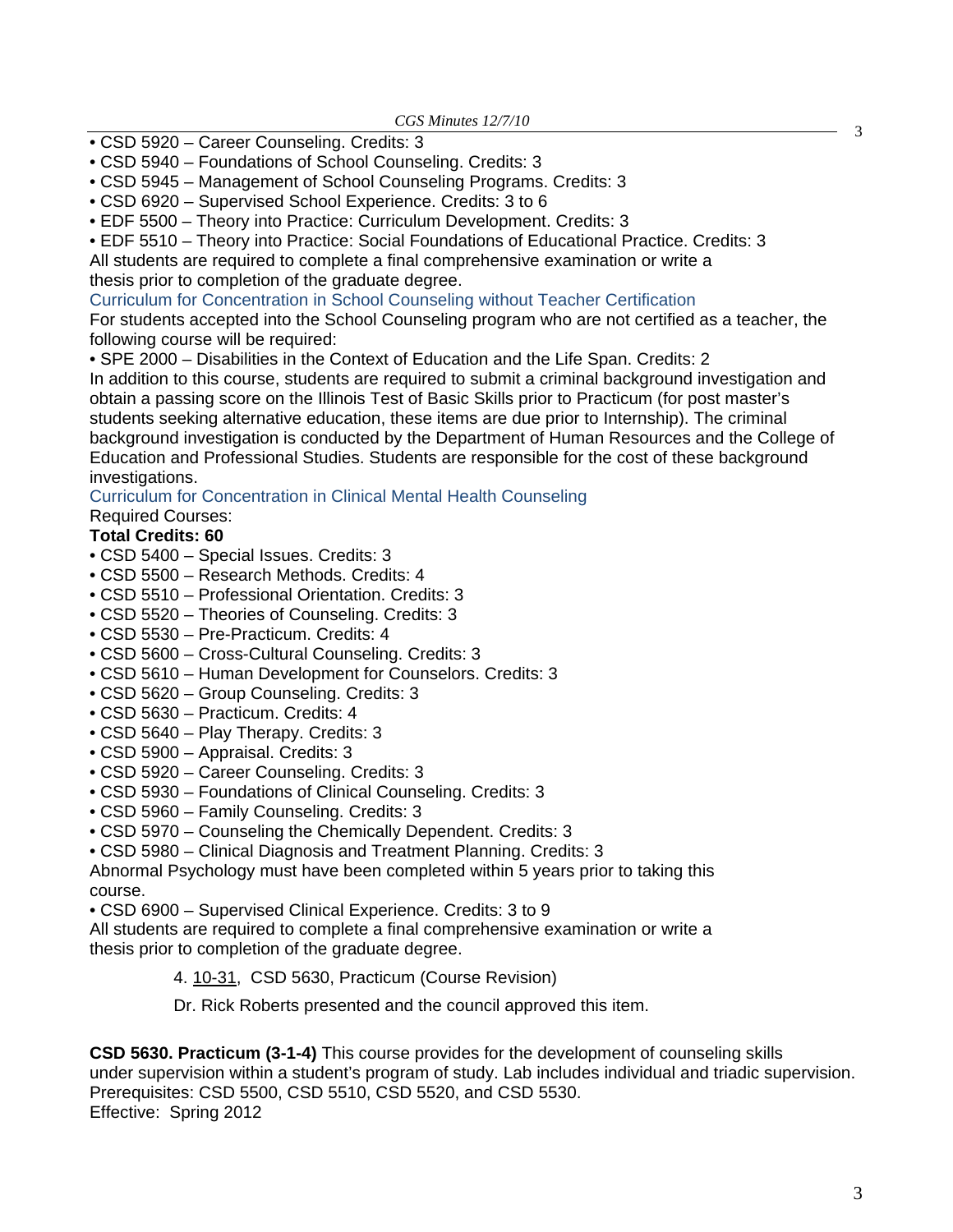- CSD 5920 – Career Counseling. Credits: 3
- CSD 5940 – Foundations of School Counseling. Credits: 3
- CSD 5945 – Management of School Counseling Programs. Credits: 3
- CSD 6920 – Supervised School Experience. Credits: 3 to 6
- EDF 5500 – Theory into Practice: Curriculum Development. Credits: 3
- EDF 5510 – Theory into Practice: Social Foundations of Educational Practice. Credits: 3

All students are required to complete a final comprehensive examination or write a thesis prior to completion of the graduate degree.

Curriculum for Concentration in School Counseling without Teacher Certification

For students accepted into the School Counseling program who are not certified as a teacher, the following course will be required:

- SPE 2000 – Disabilities in the Context of Education and the Life Span. Credits: 2

In addition to this course, students are required to submit a criminal background investigation and obtain a passing score on the Illinois Test of Basic Skills prior to Practicum (for post master's students seeking alternative education, these items are due prior to Internship). The criminal background investigation is conducted by the Department of Human Resources and the College of Education and Professional Studies. Students are responsible for the cost of these background investigations.

Curriculum for Concentration in Clinical Mental Health Counseling

Required Courses:

**Total Credits: 60**

- CSD 5400 – Special Issues. Credits: 3
- CSD 5500 – Research Methods. Credits: 4
- CSD 5510 – Professional Orientation. Credits: 3
- CSD 5520 – Theories of Counseling. Credits: 3
- CSD 5530 – Pre-Practicum. Credits: 4
- CSD 5600 – Cross-Cultural Counseling. Credits: 3
- CSD 5610 – Human Development for Counselors. Credits: 3
- CSD 5620 – Group Counseling. Credits: 3
- CSD 5630 – Practicum. Credits: 4
- CSD 5640 – Play Therapy. Credits: 3
- CSD 5900 – Appraisal. Credits: 3
- CSD 5920 – Career Counseling. Credits: 3
- CSD 5930 – Foundations of Clinical Counseling. Credits: 3
- CSD 5960 – Family Counseling. Credits: 3
- CSD 5970 – Counseling the Chemically Dependent. Credits: 3
- CSD 5980 – Clinical Diagnosis and Treatment Planning. Credits: 3

Abnormal Psychology must have been completed within 5 years prior to taking this course.

- CSD 6900 – Supervised Clinical Experience. Credits: 3 to 9

All students are required to complete a final comprehensive examination or write a thesis prior to completion of the graduate degree.

4. 10-31, CSD 5630, Practicum (Course Revision)

Dr. Rick Roberts presented and the council approved this item.

**CSD 5630. Practicum (3-1-4)** This course provides for the development of counseling skills under supervision within a student's program of study. Lab includes individual and triadic supervision. Prerequisites: CSD 5500, CSD 5510, CSD 5520, and CSD 5530.
Effective: Spring 2012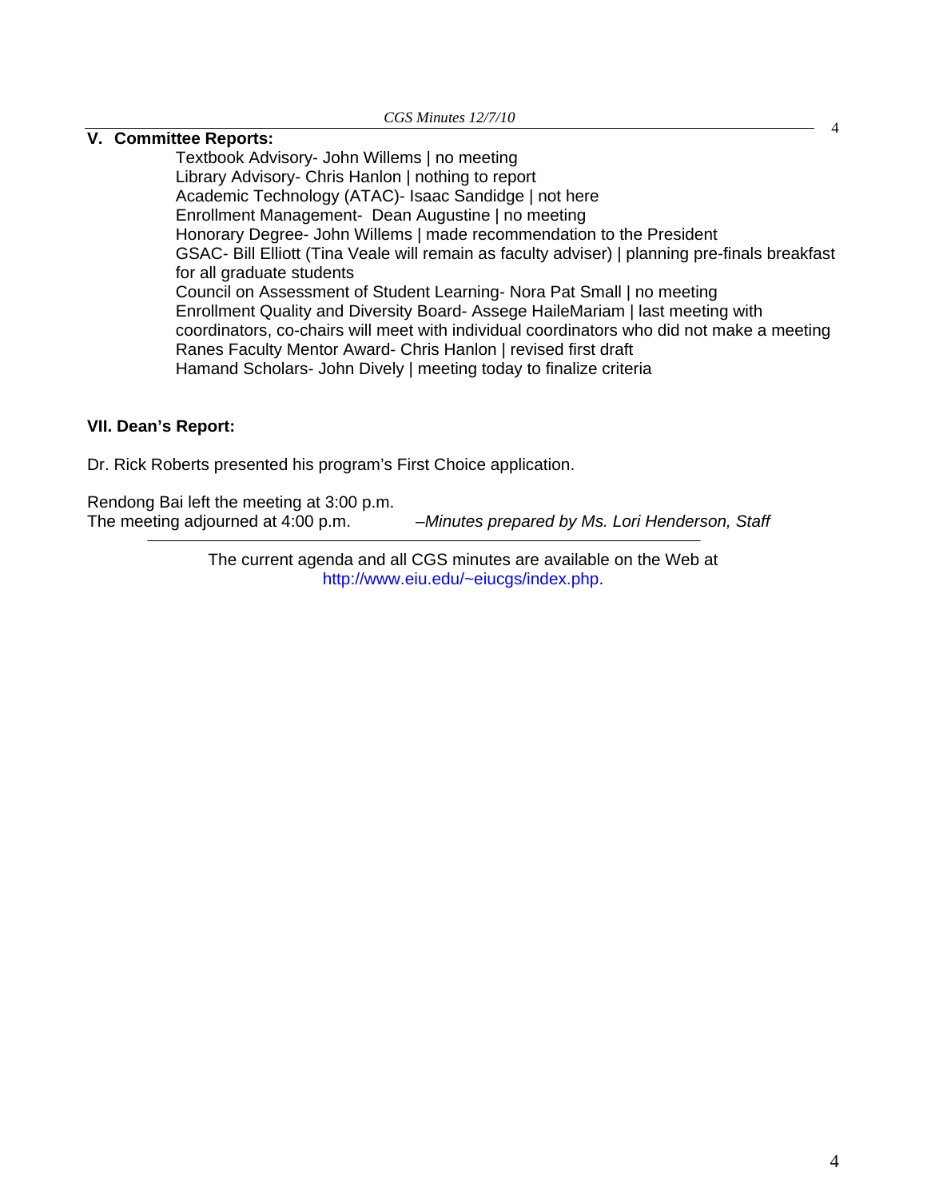## V. Committee Reports:

Textbook Advisory- John Willems | no meeting
Library Advisory- Chris Hanlon | nothing to report
Academic Technology (ATAC)- Isaac Sandidge | not here
Enrollment Management- Dean Augustine | no meeting
Honorary Degree- John Willems | made recommendation to the President
GSAC- Bill Elliott (Tina Veale will remain as faculty adviser) | planning pre-finals breakfast for all graduate students
Council on Assessment of Student Learning- Nora Pat Small | no meeting
Enrollment Quality and Diversity Board- Assege HaileMariam | last meeting with coordinators, co-chairs will meet with individual coordinators who did not make a meeting
Ranes Faculty Mentor Award- Chris Hanlon | revised first draft
Hamand Scholars- John Dively | meeting today to finalize criteria

## VII. Dean's Report:

Dr. Rick Roberts presented his program's First Choice application.

Rendong Bai left the meeting at 3:00 p.m.
The meeting adjourned at 4:00 p.m.

*–Minutes prepared by Ms. Lori Henderson, Staff*

---

The current agenda and all CGS minutes are available on the Web at http://www.eiu.edu/~eiucgs/index.php.